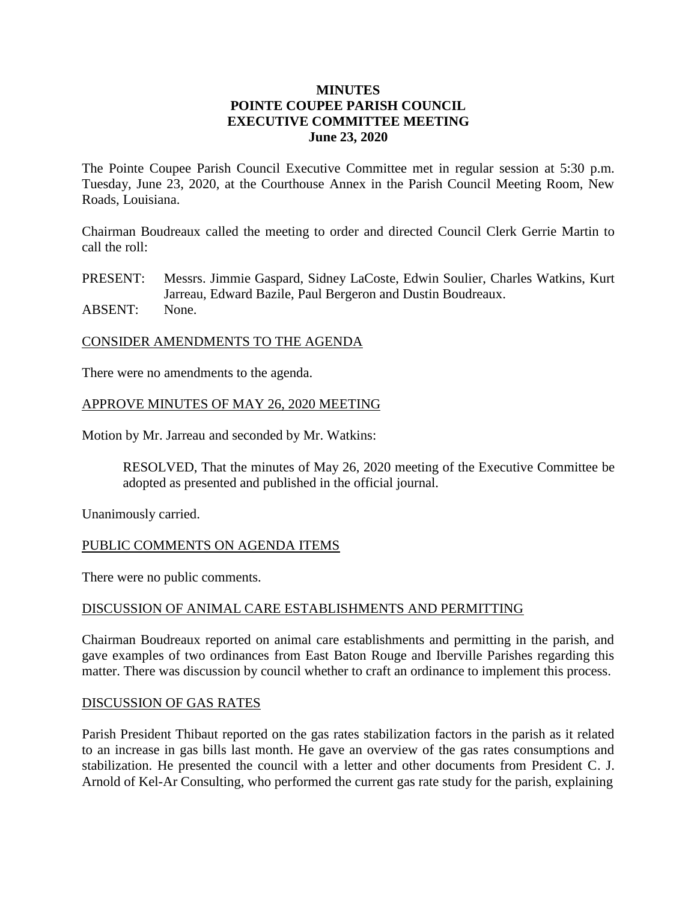**MINUTES**
**POINTE COUPEE PARISH COUNCIL**
**EXECUTIVE COMMITTEE MEETING**
**June 23, 2020**

The Pointe Coupee Parish Council Executive Committee met in regular session at 5:30 p.m. Tuesday, June 23, 2020, at the Courthouse Annex in the Parish Council Meeting Room, New Roads, Louisiana.

Chairman Boudreaux called the meeting to order and directed Council Clerk Gerrie Martin to call the roll:

PRESENT: Messrs. Jimmie Gaspard, Sidney LaCoste, Edwin Soulier, Charles Watkins, Kurt Jarreau, Edward Bazile, Paul Bergeron and Dustin Boudreaux.
ABSENT: None.

CONSIDER AMENDMENTS TO THE AGENDA

There were no amendments to the agenda.

APPROVE MINUTES OF MAY 26, 2020 MEETING

Motion by Mr. Jarreau and seconded by Mr. Watkins:

> RESOLVED, That the minutes of May 26, 2020 meeting of the Executive Committee be adopted as presented and published in the official journal.

Unanimously carried.

PUBLIC COMMENTS ON AGENDA ITEMS

There were no public comments.

DISCUSSION OF ANIMAL CARE ESTABLISHMENTS AND PERMITTING

Chairman Boudreaux reported on animal care establishments and permitting in the parish, and gave examples of two ordinances from East Baton Rouge and Iberville Parishes regarding this matter. There was discussion by council whether to craft an ordinance to implement this process.

DISCUSSION OF GAS RATES

Parish President Thibaut reported on the gas rates stabilization factors in the parish as it related to an increase in gas bills last month. He gave an overview of the gas rates consumptions and stabilization. He presented the council with a letter and other documents from President C. J. Arnold of Kel-Ar Consulting, who performed the current gas rate study for the parish, explaining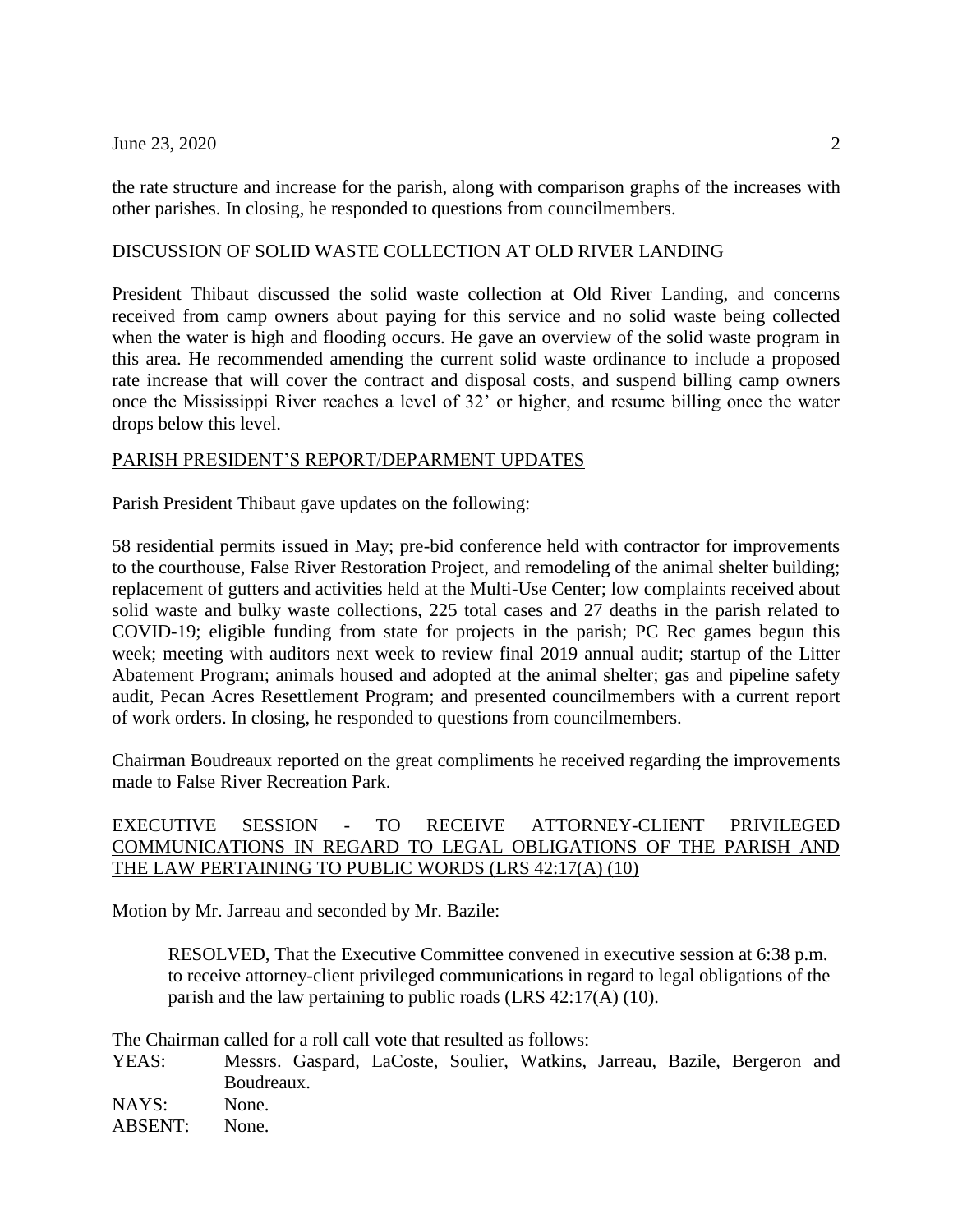the rate structure and increase for the parish, along with comparison graphs of the increases with other parishes. In closing, he responded to questions from councilmembers.

DISCUSSION OF SOLID WASTE COLLECTION AT OLD RIVER LANDING

President Thibaut discussed the solid waste collection at Old River Landing, and concerns received from camp owners about paying for this service and no solid waste being collected when the water is high and flooding occurs. He gave an overview of the solid waste program in this area. He recommended amending the current solid waste ordinance to include a proposed rate increase that will cover the contract and disposal costs, and suspend billing camp owners once the Mississippi River reaches a level of 32' or higher, and resume billing once the water drops below this level.

PARISH PRESIDENT'S REPORT/DEPARMENT UPDATES

Parish President Thibaut gave updates on the following:

58 residential permits issued in May; pre-bid conference held with contractor for improvements to the courthouse, False River Restoration Project, and remodeling of the animal shelter building; replacement of gutters and activities held at the Multi-Use Center; low complaints received about solid waste and bulky waste collections, 225 total cases and 27 deaths in the parish related to COVID-19; eligible funding from state for projects in the parish; PC Rec games begun this week; meeting with auditors next week to review final 2019 annual audit; startup of the Litter Abatement Program; animals housed and adopted at the animal shelter; gas and pipeline safety audit, Pecan Acres Resettlement Program; and presented councilmembers with a current report of work orders. In closing, he responded to questions from councilmembers.

Chairman Boudreaux reported on the great compliments he received regarding the improvements made to False River Recreation Park.

EXECUTIVE SESSION - TO RECEIVE ATTORNEY-CLIENT PRIVILEGED COMMUNICATIONS IN REGARD TO LEGAL OBLIGATIONS OF THE PARISH AND THE LAW PERTAINING TO PUBLIC WORDS (LRS 42:17(A) (10)

Motion by Mr. Jarreau and seconded by Mr. Bazile:

> RESOLVED, That the Executive Committee convened in executive session at 6:38 p.m. to receive attorney-client privileged communications in regard to legal obligations of the parish and the law pertaining to public roads (LRS 42:17(A) (10).

The Chairman called for a roll call vote that resulted as follows:

YEAS: Messrs. Gaspard, LaCoste, Soulier, Watkins, Jarreau, Bazile, Bergeron and Boudreaux.
NAYS: None.
ABSENT: None.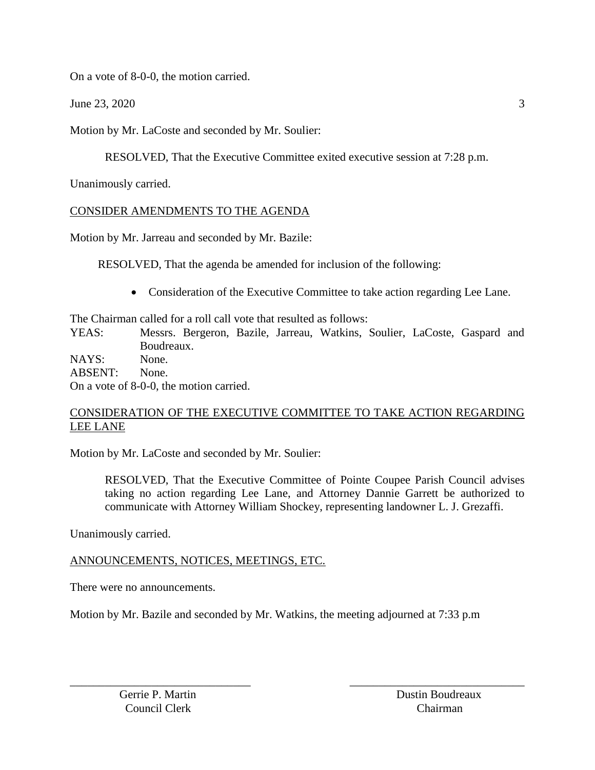On a vote of 8-0-0, the motion carried.

Motion by Mr. LaCoste and seconded by Mr. Soulier:

> RESOLVED, That the Executive Committee exited executive session at 7:28 p.m.

Unanimously carried.

## CONSIDER AMENDMENTS TO THE AGENDA

Motion by Mr. Jarreau and seconded by Mr. Bazile:

> RESOLVED, That the agenda be amended for inclusion of the following:
>
> - Consideration of the Executive Committee to take action regarding Lee Lane.

The Chairman called for a roll call vote that resulted as follows:

YEAS: Messrs. Bergeron, Bazile, Jarreau, Watkins, Soulier, LaCoste, Gaspard and Boudreaux.
NAYS: None.
ABSENT: None.
On a vote of 8-0-0, the motion carried.

## CONSIDERATION OF THE EXECUTIVE COMMITTEE TO TAKE ACTION REGARDING LEE LANE

Motion by Mr. LaCoste and seconded by Mr. Soulier:

> RESOLVED, That the Executive Committee of Pointe Coupee Parish Council advises taking no action regarding Lee Lane, and Attorney Dannie Garrett be authorized to communicate with Attorney William Shockey, representing landowner L. J. Grezaffi.

Unanimously carried.

## ANNOUNCEMENTS, NOTICES, MEETINGS, ETC.

There were no announcements.

Motion by Mr. Bazile and seconded by Mr. Watkins, the meeting adjourned at 7:33 p.m

______________________________
Gerrie P. Martin
Council Clerk

______________________________
Dustin Boudreaux
Chairman